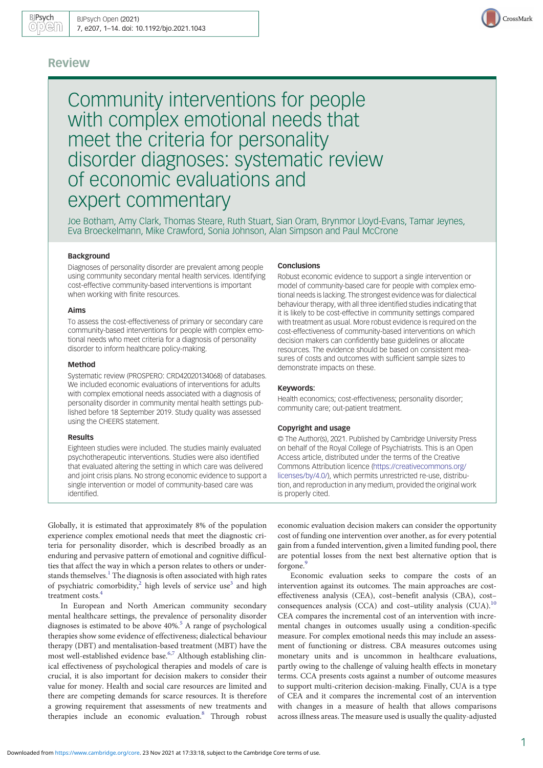Review

# Community interventions for people with complex emotional needs that meet the criteria for personality disorder diagnoses: systematic review of economic evaluations and expert commentary

Joe Botham, Amy Clark, Thomas Steare, Ruth Stuart, Sian Oram, Brynmor Lloyd-Evans, Tamar Jeynes, Eva Broeckelmann, Mike Crawford, Sonia Johnson, Alan Simpson and Paul McCrone

### Background

Diagnoses of personality disorder are prevalent among people using community secondary mental health services. Identifying cost-effective community-based interventions is important when working with finite resources.

### Aims

To assess the cost-effectiveness of primary or secondary care community-based interventions for people with complex emotional needs who meet criteria for a diagnosis of personality disorder to inform healthcare policy-making.

### Method

Systematic review (PROSPERO: CRD42020134068) of databases. We included economic evaluations of interventions for adults with complex emotional needs associated with a diagnosis of personality disorder in community mental health settings published before 18 September 2019. Study quality was assessed using the CHEERS statement.

### Results

Eighteen studies were included. The studies mainly evaluated psychotherapeutic interventions. Studies were also identified that evaluated altering the setting in which care was delivered and joint crisis plans. No strong economic evidence to support a single intervention or model of community-based care was identified.

### Conclusions

Robust economic evidence to support a single intervention or model of community-based care for people with complex emotional needs is lacking. The strongest evidence was for dialectical behaviour therapy, with all three identified studies indicating that it is likely to be cost-effective in community settings compared with treatment as usual. More robust evidence is required on the cost-effectiveness of community-based interventions on which decision makers can confidently base guidelines or allocate resources. The evidence should be based on consistent measures of costs and outcomes with sufficient sample sizes to demonstrate impacts on these.

### Keywords:

Health economics; cost-effectiveness; personality disorder; community care; out-patient treatment.

### Copyright and usage

© The Author(s), 2021. Published by Cambridge University Press on behalf of the Royal College of Psychiatrists. This is an Open Access article, distributed under the terms of the Creative Commons Attribution licence (https://creativecommons.org/licenses/by/4.0/), which permits unrestricted re-use, distribution, and reproduction in any medium, provided the original work is properly cited.

Globally, it is estimated that approximately 8% of the population experience complex emotional needs that meet the diagnostic criteria for personality disorder, which is described broadly as an enduring and pervasive pattern of emotional and cognitive difficulties that affect the way in which a person relates to others or understands themselves.[1] The diagnosis is often associated with high rates of psychiatric comorbidity,[2] high levels of service use[3] and high treatment costs.[4]

In European and North American community secondary mental healthcare settings, the prevalence of personality disorder diagnoses is estimated to be above 40%.[5] A range of psychological therapies show some evidence of effectiveness; dialectical behaviour therapy (DBT) and mentalisation-based treatment (MBT) have the most well-established evidence base.[6,7] Although establishing clinical effectiveness of psychological therapies and models of care is crucial, it is also important for decision makers to consider their value for money. Health and social care resources are limited and there are competing demands for scarce resources. It is therefore a growing requirement that assessments of new treatments and therapies include an economic evaluation.[8] Through robust economic evaluation decision makers can consider the opportunity cost of funding one intervention over another, as for every potential gain from a funded intervention, given a limited funding pool, there are potential losses from the next best alternative option that is forgone.[9]

Economic evaluation seeks to compare the costs of an intervention against its outcomes. The main approaches are cost-effectiveness analysis (CEA), cost–benefit analysis (CBA), cost–consequences analysis (CCA) and cost–utility analysis (CUA).[10] CEA compares the incremental cost of an intervention with incremental changes in outcomes usually using a condition-specific measure. For complex emotional needs this may include an assessment of functioning or distress. CBA measures outcomes using monetary units and is uncommon in healthcare evaluations, partly owing to the challenge of valuing health effects in monetary terms. CCA presents costs against a number of outcome measures to support multi-criterion decision-making. Finally, CUA is a type of CEA and it compares the incremental cost of an intervention with changes in a measure of health that allows comparisons across illness areas. The measure used is usually the quality-adjusted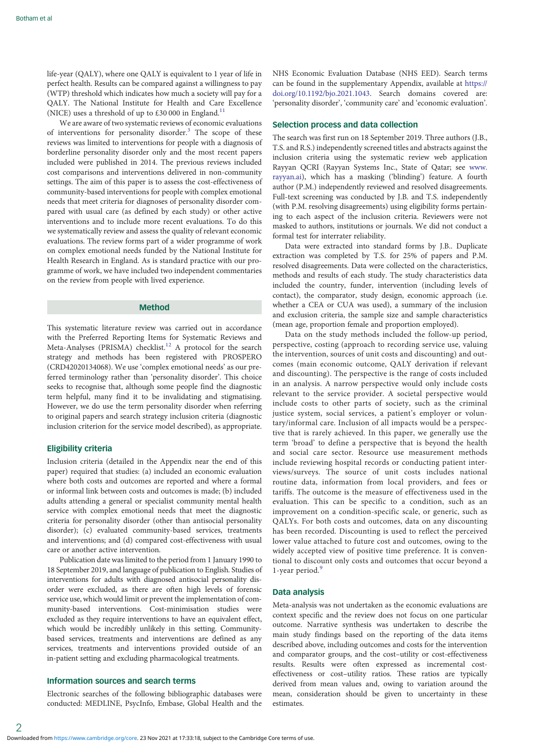life-year (QALY), where one QALY is equivalent to 1 year of life in perfect health. Results can be compared against a willingness to pay (WTP) threshold which indicates how much a society will pay for a QALY. The National Institute for Health and Care Excellence (NICE) uses a threshold of up to £30 000 in England.[11]

We are aware of two systematic reviews of economic evaluations of interventions for personality disorder.[3] The scope of these reviews was limited to interventions for people with a diagnosis of borderline personality disorder only and the most recent papers included were published in 2014. The previous reviews included cost comparisons and interventions delivered in non-community settings. The aim of this paper is to assess the cost-effectiveness of community-based interventions for people with complex emotional needs that meet criteria for diagnoses of personality disorder compared with usual care (as defined by each study) or other active interventions and to include more recent evaluations. To do this we systematically review and assess the quality of relevant economic evaluations. The review forms part of a wider programme of work on complex emotional needs funded by the National Institute for Health Research in England. As is standard practice with our programme of work, we have included two independent commentaries on the review from people with lived experience.

## Method

This systematic literature review was carried out in accordance with the Preferred Reporting Items for Systematic Reviews and Meta-Analyses (PRISMA) checklist.[12] A protocol for the search strategy and methods has been registered with PROSPERO (CRD42020134068). We use 'complex emotional needs' as our preferred terminology rather than 'personality disorder'. This choice seeks to recognise that, although some people find the diagnostic term helpful, many find it to be invalidating and stigmatising. However, we do use the term personality disorder when referring to original papers and search strategy inclusion criteria (diagnostic inclusion criterion for the service model described), as appropriate.

### Eligibility criteria

Inclusion criteria (detailed in the Appendix near the end of this paper) required that studies: (a) included an economic evaluation where both costs and outcomes are reported and where a formal or informal link between costs and outcomes is made; (b) included adults attending a general or specialist community mental health service with complex emotional needs that meet the diagnostic criteria for personality disorder (other than antisocial personality disorder); (c) evaluated community-based services, treatments and interventions; and (d) compared cost-effectiveness with usual care or another active intervention.

Publication date was limited to the period from 1 January 1990 to 18 September 2019, and language of publication to English. Studies of interventions for adults with diagnosed antisocial personality disorder were excluded, as there are often high levels of forensic service use, which would limit or prevent the implementation of community-based interventions. Cost-minimisation studies were excluded as they require interventions to have an equivalent effect, which would be incredibly unlikely in this setting. Community-based services, treatments and interventions are defined as any services, treatments and interventions provided outside of an in-patient setting and excluding pharmacological treatments.

### Information sources and search terms

Electronic searches of the following bibliographic databases were conducted: MEDLINE, PsycInfo, Embase, Global Health and the NHS Economic Evaluation Database (NHS EED). Search terms can be found in the supplementary Appendix, available at https://doi.org/10.1192/bjo.2021.1043. Search domains covered are: 'personality disorder', 'community care' and 'economic evaluation'.

### Selection process and data collection

The search was first run on 18 September 2019. Three authors (J.B., T.S. and R.S.) independently screened titles and abstracts against the inclusion criteria using the systematic review web application Rayyan QCRI (Rayyan Systems Inc., State of Qatar; see www.rayyan.ai), which has a masking ('blinding') feature. A fourth author (P.M.) independently reviewed and resolved disagreements. Full-text screening was conducted by J.B. and T.S. independently (with P.M. resolving disagreements) using eligibility forms pertaining to each aspect of the inclusion criteria. Reviewers were not masked to authors, institutions or journals. We did not conduct a formal test for interrater reliability.

Data were extracted into standard forms by J.B.. Duplicate extraction was completed by T.S. for 25% of papers and P.M. resolved disagreements. Data were collected on the characteristics, methods and results of each study. The study characteristics data included the country, funder, intervention (including levels of contact), the comparator, study design, economic approach (i.e. whether a CEA or CUA was used), a summary of the inclusion and exclusion criteria, the sample size and sample characteristics (mean age, proportion female and proportion employed).

Data on the study methods included the follow-up period, perspective, costing (approach to recording service use, valuing the intervention, sources of unit costs and discounting) and outcomes (main economic outcome, QALY derivation if relevant and discounting). The perspective is the range of costs included in an analysis. A narrow perspective would only include costs relevant to the service provider. A societal perspective would include costs to other parts of society, such as the criminal justice system, social services, a patient's employer or voluntary/informal care. Inclusion of all impacts would be a perspective that is rarely achieved. In this paper, we generally use the term 'broad' to define a perspective that is beyond the health and social care sector. Resource use measurement methods include reviewing hospital records or conducting patient interviews/surveys. The source of unit costs includes national routine data, information from local providers, and fees or tariffs. The outcome is the measure of effectiveness used in the evaluation. This can be specific to a condition, such as an improvement on a condition-specific scale, or generic, such as QALYs. For both costs and outcomes, data on any discounting has been recorded. Discounting is used to reflect the perceived lower value attached to future cost and outcomes, owing to the widely accepted view of positive time preference. It is conventional to discount only costs and outcomes that occur beyond a 1-year period.[9]

### Data analysis

Meta-analysis was not undertaken as the economic evaluations are context specific and the review does not focus on one particular outcome. Narrative synthesis was undertaken to describe the main study findings based on the reporting of the data items described above, including outcomes and costs for the intervention and comparator groups, and the cost–utility or cost-effectiveness results. Results were often expressed as incremental cost-effectiveness or cost–utility ratios. These ratios are typically derived from mean values and, owing to variation around the mean, consideration should be given to uncertainty in these estimates.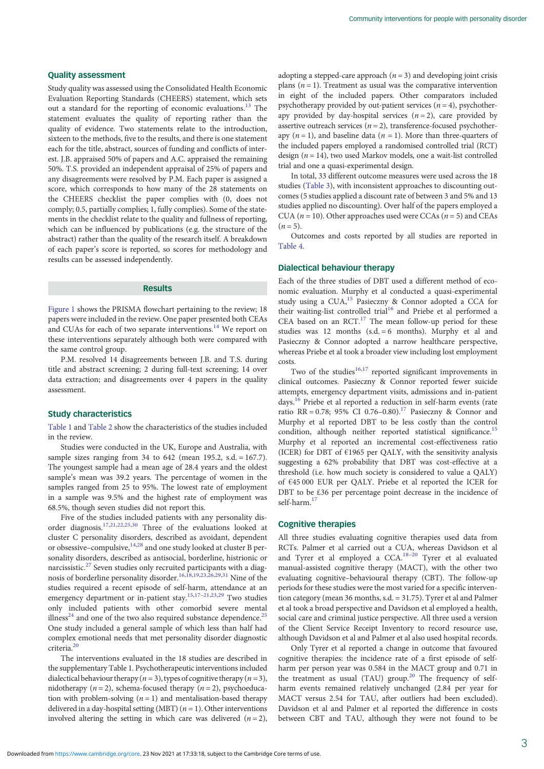## Quality assessment

Study quality was assessed using the Consolidated Health Economic Evaluation Reporting Standards (CHEERS) statement, which sets out a standard for the reporting of economic evaluations.[13] The statement evaluates the quality of reporting rather than the quality of evidence. Two statements relate to the introduction, sixteen to the methods, five to the results, and there is one statement each for the title, abstract, sources of funding and conflicts of interest. J.B. appraised 50% of papers and A.C. appraised the remaining 50%. T.S. provided an independent appraisal of 25% of papers and any disagreements were resolved by P.M. Each paper is assigned a score, which corresponds to how many of the 28 statements on the CHEERS checklist the paper complies with (0, does not comply; 0.5, partially complies; 1, fully complies). Some of the statements in the checklist relate to the quality and fullness of reporting, which can be influenced by publications (e.g. the structure of the abstract) rather than the quality of the research itself. A breakdown of each paper's score is reported, so scores for methodology and results can be assessed independently.

## Results

Figure 1 shows the PRISMA flowchart pertaining to the review; 18 papers were included in the review. One paper presented both CEAs and CUAs for each of two separate interventions.[14] We report on these interventions separately although both were compared with the same control group.

P.M. resolved 14 disagreements between J.B. and T.S. during title and abstract screening; 2 during full-text screening; 14 over data extraction; and disagreements over 4 papers in the quality assessment.

### Study characteristics

Table 1 and Table 2 show the characteristics of the studies included in the review.

Studies were conducted in the UK, Europe and Australia, with sample sizes ranging from 34 to 642 (mean 195.2, s.d. = 167.7). The youngest sample had a mean age of 28.4 years and the oldest sample's mean was 39.2 years. The percentage of women in the samples ranged from 25 to 95%. The lowest rate of employment in a sample was 9.5% and the highest rate of employment was 68.5%, though seven studies did not report this.

Five of the studies included patients with any personality disorder diagnosis.[17,21,22,25,30] Three of the evaluations looked at cluster C personality disorders, described as avoidant, dependent or obsessive–compulsive,[14,28] and one study looked at cluster B personality disorders, described as antisocial, borderline, histrionic or narcissistic.[27] Seven studies only recruited participants with a diagnosis of borderline personality disorder.[16,18,19,23,26,29,31] Nine of the studies required a recent episode of self-harm, attendance at an emergency department or in-patient stay.[15,17–21,23,29] Two studies only included patients with other comorbid severe mental illness[24] and one of the two also required substance dependence.[25] One study included a general sample of which less than half had complex emotional needs that met personality disorder diagnostic criteria.[20]

The interventions evaluated in the 18 studies are described in the supplementary Table 1. Psychotherapeutic interventions included dialectical behaviour therapy ($n = 3$), types of cognitive therapy ($n = 3$), nidotherapy ($n = 2$), schema-focused therapy ($n = 2$), psychoeducation with problem-solving ($n = 1$) and mentalisation-based therapy delivered in a day-hospital setting (MBT) ($n = 1$). Other interventions involved altering the setting in which care was delivered ($n = 2$), adopting a stepped-care approach ($n = 3$) and developing joint crisis plans ($n = 1$). Treatment as usual was the comparative intervention in eight of the included papers. Other comparators included psychotherapy provided by out-patient services ($n = 4$), psychotherapy provided by day-hospital services ($n = 2$), care provided by assertive outreach services ($n = 2$), transference-focused psychotherapy ($n = 1$), and baseline data ($n = 1$). More than three-quarters of the included papers employed a randomised controlled trial (RCT) design ($n = 14$), two used Markov models, one a wait-list controlled trial and one a quasi-experimental design.

In total, 33 different outcome measures were used across the 18 studies (Table 3), with inconsistent approaches to discounting outcomes (5 studies applied a discount rate of between 3 and 5% and 13 studies applied no discounting). Over half of the papers employed a CUA ($n = 10$). Other approaches used were CCAs ($n = 5$) and CEAs ($n = 5$).

Outcomes and costs reported by all studies are reported in Table 4.

### Dialectical behaviour therapy

Each of the three studies of DBT used a different method of economic evaluation. Murphy et al conducted a quasi-experimental study using a CUA,[15] Pasieczny & Connor adopted a CCA for their waiting-list controlled trial[16] and Priebe et al performed a CEA based on an RCT.[17] The mean follow-up period for these studies was 12 months (s.d. = 6 months). Murphy et al and Pasieczny & Connor adopted a narrow healthcare perspective, whereas Priebe et al took a broader view including lost employment costs.

Two of the studies[16,17] reported significant improvements in clinical outcomes. Pasieczny & Connor reported fewer suicide attempts, emergency department visits, admissions and in-patient days.[16] Priebe et al reported a reduction in self-harm events (rate ratio RR = 0.78; 95% CI 0.76–0.80).[17] Pasieczny & Connor and Murphy et al reported DBT to be less costly than the control condition, although neither reported statistical significance.[15] Murphy et al reported an incremental cost-effectiveness ratio (ICER) for DBT of €1965 per QALY, with the sensitivity analysis suggesting a 62% probability that DBT was cost-effective at a threshold (i.e. how much society is considered to value a QALY) of €45 000 EUR per QALY. Priebe et al reported the ICER for DBT to be £36 per percentage point decrease in the incidence of self-harm.[17]

### Cognitive therapies

All three studies evaluating cognitive therapies used data from RCTs. Palmer et al carried out a CUA, whereas Davidson et al and Tyrer et al employed a CCA.[18–20] Tyrer et al evaluated manual-assisted cognitive therapy (MACT), with the other two evaluating cognitive–behavioural therapy (CBT). The follow-up periods for these studies were the most varied for a specific intervention category (mean 36 months, s.d. = 31.75). Tyrer et al and Palmer et al took a broad perspective and Davidson et al employed a health, social care and criminal justice perspective. All three used a version of the Client Service Receipt Inventory to record resource use, although Davidson et al and Palmer et al also used hospital records.

Only Tyrer et al reported a change in outcome that favoured cognitive therapies: the incidence rate of a first episode of self-harm per person year was 0.584 in the MACT group and 0.71 in the treatment as usual (TAU) group.[20] The frequency of self-harm events remained relatively unchanged (2.84 per year for MACT versus 2.54 for TAU, after outliers had been excluded). Davidson et al and Palmer et al reported the difference in costs between CBT and TAU, although they were not found to be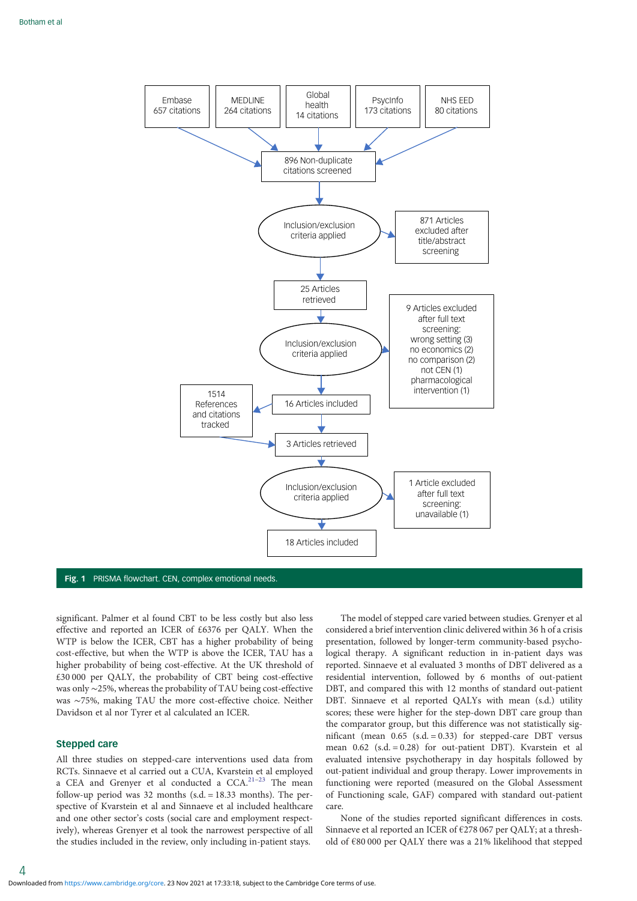Embase 657 citations

MEDLINE 264 citations

Global health 14 citations

PsycInfo 173 citations

NHS EED 80 citations

896 Non-duplicate citations screened

Inclusion/exclusion criteria applied

871 Articles excluded after title/abstract screening

25 Articles retrieved

Inclusion/exclusion criteria applied

9 Articles excluded after full text screening: wrong setting (3) no economics (2) no comparison (2) not CEN (1) pharmacological intervention (1)

16 Articles included

1514 References and citations tracked

3 Articles retrieved

Inclusion/exclusion criteria applied

1 Article excluded after full text screening: unavailable (1)

18 Articles included

**Fig. 1** PRISMA flowchart. CEN, complex emotional needs.

significant. Palmer et al found CBT to be less costly but also less effective and reported an ICER of £6376 per QALY. When the WTP is below the ICER, CBT has a higher probability of being cost-effective, but when the WTP is above the ICER, TAU has a higher probability of being cost-effective. At the UK threshold of £30 000 per QALY, the probability of CBT being cost-effective was only ~25%, whereas the probability of TAU being cost-effective was ~75%, making TAU the more cost-effective choice. Neither Davidson et al nor Tyrer et al calculated an ICER.

## Stepped care

All three studies on stepped-care interventions used data from RCTs. Sinnaeve et al carried out a CUA, Kvarstein et al employed a CEA and Grenyer et al conducted a CCA.[21–23] The mean follow-up period was 32 months (s.d. = 18.33 months). The perspective of Kvarstein et al and Sinnaeve et al included healthcare and one other sector's costs (social care and employment respectively), whereas Grenyer et al took the narrowest perspective of all the studies included in the review, only including in-patient stays.

The model of stepped care varied between studies. Grenyer et al considered a brief intervention clinic delivered within 36 h of a crisis presentation, followed by longer-term community-based psychological therapy. A significant reduction in in-patient days was reported. Sinnaeve et al evaluated 3 months of DBT delivered as a residential intervention, followed by 6 months of out-patient DBT, and compared this with 12 months of standard out-patient DBT. Sinnaeve et al reported QALYs with mean (s.d.) utility scores; these were higher for the step-down DBT care group than the comparator group, but this difference was not statistically significant (mean 0.65 (s.d. = 0.33) for stepped-care DBT versus mean 0.62 (s.d. = 0.28) for out-patient DBT). Kvarstein et al evaluated intensive psychotherapy in day hospitals followed by out-patient individual and group therapy. Lower improvements in functioning were reported (measured on the Global Assessment of Functioning scale, GAF) compared with standard out-patient care.

None of the studies reported significant differences in costs. Sinnaeve et al reported an ICER of €278 067 per QALY; at a threshold of €80 000 per QALY there was a 21% likelihood that stepped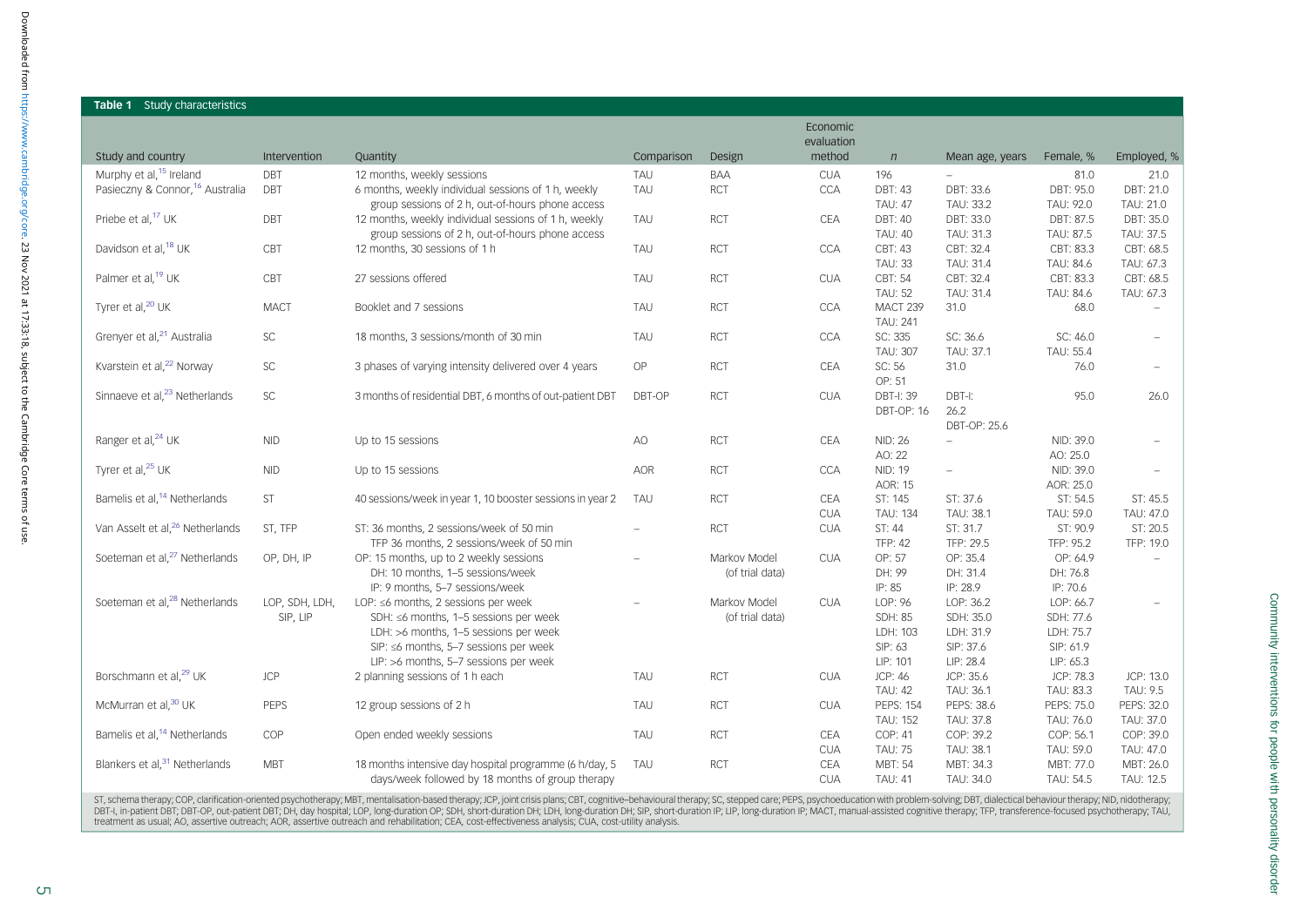**Table 1** Study characteristics

| Study and country | Intervention | Quantity | Comparison | Design | Economic evaluation method | *n* | Mean age, years | Female, % | Employed, % |
|---|---|---|---|---|---|---|---|---|---|
| Murphy et al,[15] Ireland | DBT | 12 months, weekly sessions | TAU | BAA | CUA | 196 | – | 81.0 | 21.0 |
| Pasieczny & Connor,[16] Australia | DBT | 6 months, weekly individual sessions of 1 h, weekly group sessions of 2 h, out-of-hours phone access | TAU | RCT | CCA | DBT: 43<br>TAU: 47 | DBT: 33.6<br>TAU: 33.2 | DBT: 95.0<br>TAU: 92.0 | DBT: 21.0<br>TAU: 21.0 |
| Priebe et al,[17] UK | DBT | 12 months, weekly individual sessions of 1 h, weekly group sessions of 2 h, out-of-hours phone access | TAU | RCT | CEA | DBT: 40<br>TAU: 40 | DBT: 33.0<br>TAU: 31.3 | DBT: 87.5<br>TAU: 87.5 | DBT: 35.0<br>TAU: 37.5 |
| Davidson et al,[18] UK | CBT | 12 months, 30 sessions of 1 h | TAU | RCT | CCA | CBT: 43<br>TAU: 33 | CBT: 32.4<br>TAU: 31.4 | CBT: 83.3<br>TAU: 84.6 | CBT: 68.5<br>TAU: 67.3 |
| Palmer et al,[19] UK | CBT | 27 sessions offered | TAU | RCT | CUA | CBT: 54<br>TAU: 52 | CBT: 32.4<br>TAU: 31.4 | CBT: 83.3<br>TAU: 84.6 | CBT: 68.5<br>TAU: 67.3 |
| Tyrer et al,[20] UK | MACT | Booklet and 7 sessions | TAU | RCT | CCA | MACT 239<br>TAU: 241 | 31.0 | 68.0 | – |
| Grenyer et al,[21] Australia | SC | 18 months, 3 sessions/month of 30 min | TAU | RCT | CCA | SC: 335<br>TAU: 307 | SC: 36.6<br>TAU: 37.1 | SC: 46.0<br>TAU: 55.4 | – |
| Kvarstein et al,[22] Norway | SC | 3 phases of varying intensity delivered over 4 years | OP | RCT | CEA | SC: 56<br>OP: 51 | 31.0 | 76.0 | – |
| Sinnaeve et al,[23] Netherlands | SC | 3 months of residential DBT, 6 months of out-patient DBT | DBT-OP | RCT | CUA | DBT-I: 39<br>DBT-OP: 16 | DBT-I: 26.2<br>DBT-OP: 25.6 | 95.0 | 26.0 |
| Ranger et al,[24] UK | NID | Up to 15 sessions | AO | RCT | CEA | NID: 26<br>AO: 22 | – | NID: 39.0<br>AO: 25.0 | – |
| Tyrer et al,[25] UK | NID | Up to 15 sessions | AOR | RCT | CCA | NID: 19<br>AOR: 15 | – | NID: 39.0<br>AOR: 25.0 | – |
| Bamelis et al,[14] Netherlands | ST | 40 sessions/week in year 1, 10 booster sessions in year 2 | TAU | RCT | CEA<br>CUA | ST: 145<br>TAU: 134 | ST: 37.6<br>TAU: 38.1 | ST: 54.5<br>TAU: 59.0 | ST: 45.5<br>TAU: 47.0 |
| Van Asselt et al,[26] Netherlands | ST, TFP | ST: 36 months, 2 sessions/week of 50 min<br>TFP 36 months, 2 sessions/week of 50 min | – | RCT | CUA | ST: 44<br>TFP: 42 | ST: 31.7<br>TFP: 29.5 | ST: 90.9<br>TFP: 95.2 | ST: 20.5<br>TFP: 19.0 |
| Soeteman et al,[27] Netherlands | OP, DH, IP | OP: 15 months, up to 2 weekly sessions<br>DH: 10 months, 1–5 sessions/week<br>IP: 9 months, 5–7 sessions/week | – | Markov Model (of trial data) | CUA | OP: 57<br>DH: 99<br>IP: 85 | OP: 35.4<br>DH: 31.4<br>IP: 28.9 | OP: 64.9<br>DH: 76.8<br>IP: 70.6 | – |
| Soeteman et al,[28] Netherlands | LOP, SDH, LDH, SIP, LIP | LOP: ≤6 months, 2 sessions per week<br>SDH: ≤6 months, 1–5 sessions per week<br>LDH: >6 months, 1–5 sessions per week<br>SIP: ≤6 months, 5–7 sessions per week<br>LIP: >6 months, 5–7 sessions per week | – | Markov Model (of trial data) | CUA | LOP: 96<br>SDH: 85<br>LDH: 103<br>SIP: 63<br>LIP: 101 | LOP: 36.2<br>SDH: 35.0<br>LDH: 31.9<br>SIP: 37.6<br>LIP: 28.4 | LOP: 66.7<br>SDH: 77.6<br>LDH: 75.7<br>SIP: 61.9<br>LIP: 65.3 | – |
| Borschmann et al,[29] UK | JCP | 2 planning sessions of 1 h each | TAU | RCT | CUA | JCP: 46<br>TAU: 42 | JCP: 35.6<br>TAU: 36.1 | JCP: 78.3<br>TAU: 83.3 | JCP: 13.0<br>TAU: 9.5 |
| McMurran et al,[30] UK | PEPS | 12 group sessions of 2 h | TAU | RCT | CUA | PEPS: 154<br>TAU: 152 | PEPS: 38.6<br>TAU: 37.8 | PEPS: 75.0<br>TAU: 76.0 | PEPS: 32.0<br>TAU: 37.0 |
| Bamelis et al,[14] Netherlands | COP | Open ended weekly sessions | TAU | RCT | CEA<br>CUA | COP: 41<br>TAU: 75 | COP: 39.2<br>TAU: 38.1 | COP: 56.1<br>TAU: 59.0 | COP: 39.0<br>TAU: 47.0 |
| Blankers et al,[31] Netherlands | MBT | 18 months intensive day hospital programme (6 h/day, 5 days/week followed by 18 months of group therapy | TAU | RCT | CEA<br>CUA | MBT: 54<br>TAU: 41 | MBT: 34.3<br>TAU: 34.0 | MBT: 77.0<br>TAU: 54.5 | MBT: 26.0<br>TAU: 12.5 |

ST, schema therapy; COP, clarification-oriented psychotherapy; MBT, mentalisation-based therapy; JCP, joint crisis plans; CBT, cognitive–behavioural therapy; SC, stepped care; PEPS, psychoeducation with problem-solving; DBT, dialectical behaviour therapy; NID, nidotherapy; DBT-I, in-patient DBT; DBT-OP, out-patient DBT; DH, day hospital; LOP, long-duration OP; SDH, short-duration DH; LDH, long-duration DH; SIP, short-duration IP; LIP, long-duration IP; MACT, manual-assisted cognitive therapy; TFP, transference-focused psychotherapy; TAU, treatment as usual; AO, assertive outreach; AOR, assertive outreach and rehabilitation; CEA, cost-effectiveness analysis; CUA, cost-utility analysis.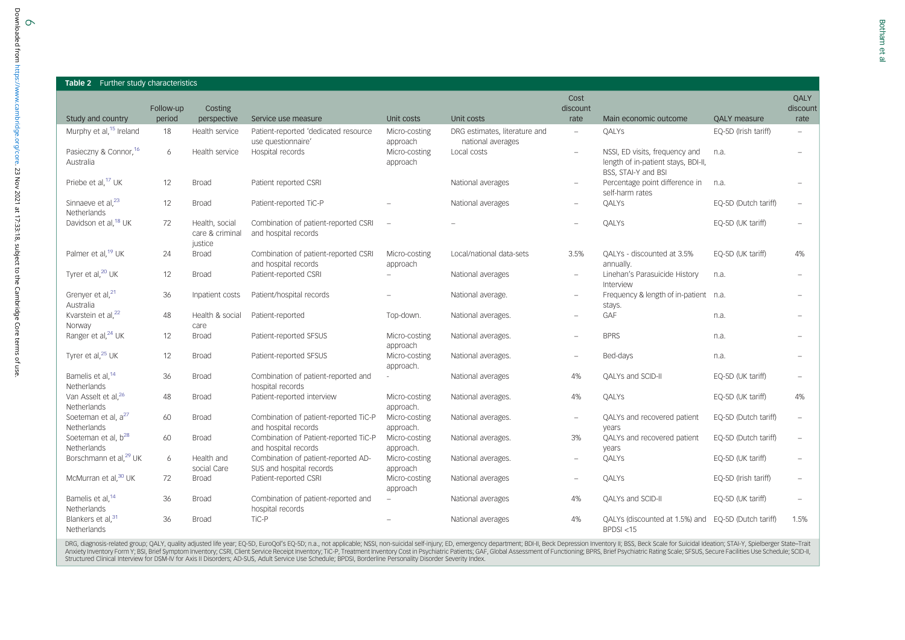**Table 2** Further study characteristics

| Study and country | Follow-up period | Costing perspective | Service use measure | Unit costs | Unit costs | Cost discount rate | Main economic outcome | QALY measure | QALY discount rate |
|---|---|---|---|---|---|---|---|---|---|
| Murphy et al,[15] Ireland | 18 | Health service | Patient-reported 'dedicated resource use questionnaire' | Micro-costing approach | DRG estimates, literature and national averages | – | QALYs | EQ-5D (Irish tariff) | – |
| Pasieczny & Connor,[16] Australia | 6 | Health service | Hospital records | Micro-costing approach | Local costs | – | NSSI, ED visits, frequency and length of in-patient stays, BDI-II, BSS, STAI-Y and BSI | n.a. | – |
| Priebe et al,[17] UK | 12 | Broad | Patient reported CSRI | | National averages | – | Percentage point difference in self-harm rates | n.a. | – |
| Sinnaeve et al,[23] Netherlands | 12 | Broad | Patient-reported TiC-P | – | National averages | – | QALYs | EQ-5D (Dutch tariff) | – |
| Davidson et al,[18] UK | 72 | Health, social care & criminal justice | Combination of patient-reported CSRI and hospital records | – | – | – | QALYs | EQ-5D (UK tariff) | – |
| Palmer et al,[19] UK | 24 | Broad | Combination of patient-reported CSRI and hospital records | Micro-costing approach | Local/national data-sets | 3.5% | QALYs - discounted at 3.5% annually. | EQ-5D (UK tariff) | 4% |
| Tyrer et al,[20] UK | 12 | Broad | Patient-reported CSRI | – | National averages | – | Linehan's Parasuicide History Interview | n.a. | – |
| Grenyer et al,[21] Australia | 36 | Inpatient costs | Patient/hospital records | – | National average. | – | Frequency & length of in-patient stays. | n.a. | – |
| Kvarstein et al,[22] Norway | 48 | Health & social care | Patient-reported | Top-down. | National averages. | – | GAF | n.a. | – |
| Ranger et al,[24] UK | 12 | Broad | Patient-reported SFSUS | Micro-costing approach | National averages. | – | BPRS | n.a. | – |
| Tyrer et al,[25] UK | 12 | Broad | Patient-reported SFSUS | Micro-costing approach. | National averages. | – | Bed-days | n.a. | – |
| Bamelis et al,[14] Netherlands | 36 | Broad | Combination of patient-reported and hospital records | - | National averages | 4% | QALYs and SCID-II | EQ-5D (UK tariff) | – |
| Van Asselt et al,[26] Netherlands | 48 | Broad | Patient-reported interview | Micro-costing approach. | National averages. | 4% | QALYs | EQ-5D (UK tariff) | 4% |
| Soeteman et al, a[27] Netherlands | 60 | Broad | Combination of patient-reported TiC-P and hospital records | Micro-costing approach. | National averages. | – | QALYs and recovered patient years | EQ-5D (Dutch tariff) | – |
| Soeteman et al, b[28] Netherlands | 60 | Broad | Combination of Patient-reported TiC-P and hospital records | Micro-costing approach. | National averages. | 3% | QALYs and recovered patient years | EQ-5D (Dutch tariff) | – |
| Borschmann et al,[29] UK | 6 | Health and social Care | Combination of patient-reported AD-SUS and hospital records | Micro-costing approach | National averages. | – | QALYs | EQ-5D (UK tariff) | – |
| McMurran et al,[30] UK | 72 | Broad | Patient-reported CSRI | Micro-costing approach | National averages | – | QALYs | EQ-5D (Irish tariff) | – |
| Bamelis et al,[14] Netherlands | 36 | Broad | Combination of patient-reported and hospital records | – | National averages | 4% | QALYs and SCID-II | EQ-5D (UK tariff) | – |
| Blankers et al,[31] Netherlands | 36 | Broad | TiC-P | – | National averages | 4% | QALYs (discounted at 1.5%) and BPDSI <15 | EQ-5D (Dutch tariff) | 1.5% |

DRG, diagnosis-related group; QALY, quality adjusted life year; EQ-5D, EuroQol's EQ-5D; n.a., not applicable; NSSI, non-suicidal self-injury; ED, emergency department; BDI-II, Beck Depression Inventory II; BSS, Beck Scale for Suicidal Ideation; STAI-Y, Spielberger State–Trait Anxiety Inventory Form Y; BSI, Brief Symptom Inventory; CSRI, Client Service Receipt Inventory; TiC-P, Treatment Inventory Cost in Psychiatric Patients; GAF, Global Assessment of Functioning; BPRS, Brief Psychiatric Rating Scale; SFSUS, Secure Facilities Use Schedule; SCID-II, Structured Clinical Interview for DSM-IV for Axis II Disorders; AD-SUS, Adult Service Use Schedule; BPDSI, Borderline Personality Disorder Severity Index.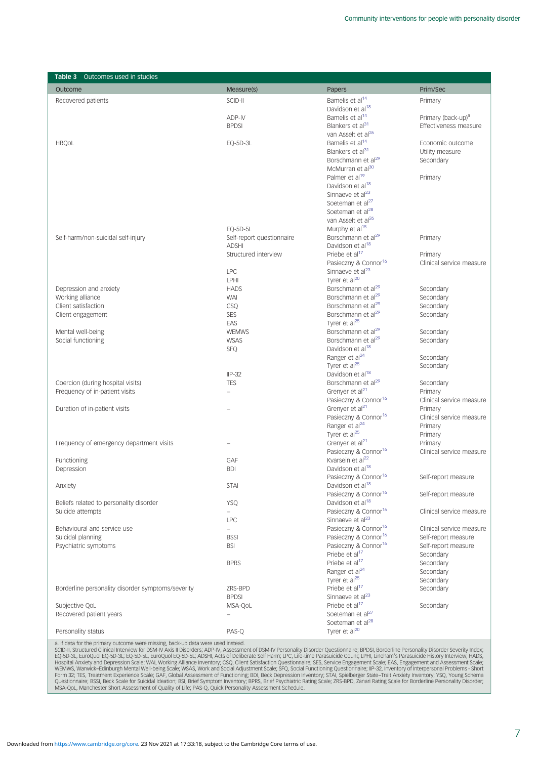**Table 3** Outcomes used in studies

| Outcome | Measure(s) | Papers | Prim/Sec |
|---|---|---|---|
| Recovered patients | SCID-II | Bamelis et al[14] | Primary |
| | | Davidson et al[18] | |
| | ADP-IV | Bamelis et al[14] | Primary (back-up)[a] |
| | BPDSI | Blankers et al[31] | Effectiveness measure |
| | | van Asselt et al[26] | |
| HRQoL | EQ-5D-3L | Bamelis et al[14] | Economic outcome |
| | | Blankers et al[31] | Utility measure |
| | | Borschmann et al[29] | Secondary |
| | | McMurran et al[30] | |
| | | Palmer et al[19] | Primary |
| | | Davidson et al[18] | |
| | | Sinnaeve et al[23] | |
| | | Soeteman et al[27] | |
| | | Soeteman et al[28] | |
| | | van Asselt et al[26] | |
| | EQ-5D-5L | Murphy et al[15] | |
| Self-harm/non-suicidal self-injury | Self-report questionnaire | Borschmann et al[29] | Primary |
| | ADSHI | Davidson et al[18] | |
| | Structured interview | Priebe et al[17] | Primary |
| | | Pasieczny & Connor[16] | Clinical service measure |
| | LPC | Sinnaeve et al[23] | |
| | LPHI | Tyrer et al[20] | |
| Depression and anxiety | HADS | Borschmann et al[29] | Secondary |
| Working alliance | WAI | Borschmann et al[29] | Secondary |
| Client satisfaction | CSQ | Borschmann et al[29] | Secondary |
| Client engagement | SES | Borschmann et al[29] | Secondary |
| | EAS | Tyrer et al[25] | |
| Mental well-being | WEMWS | Borschmann et al[29] | Secondary |
| Social functioning | WSAS | Borschmann et al[29] | Secondary |
| | SFQ | Davidson et al[18] | |
| | | Ranger et al[24] | Secondary |
| | | Tyrer et al[25] | Secondary |
| | IIP-32 | Davidson et al[18] | |
| Coercion (during hospital visits) | TES | Borschmann et al[29] | Secondary |
| Frequency of in-patient visits | – | Grenyer et al[21] | Primary |
| | | Pasieczny & Connor[16] | Clinical service measure |
| Duration of in-patient visits | – | Grenyer et al[21] | Primary |
| | | Pasieczny & Connor[16] | Clinical service measure |
| | | Ranger et al[24] | Primary |
| | | Tyrer et al[25] | Primary |
| Frequency of emergency department visits | – | Grenyer et al[21] | Primary |
| | | Pasieczny & Connor[16] | Clinical service measure |
| Functioning | GAF | Kvarsein et al[22] | |
| Depression | BDI | Davidson et al[18] | |
| | | Pasieczny & Connor[16] | Self-report measure |
| Anxiety | STAI | Davidson et al[18] | |
| | | Pasieczny & Connor[16] | Self-report measure |
| Beliefs related to personality disorder | YSQ | Davidson et al[18] | |
| Suicide attempts | – | Pasieczny & Connor[16] | Clinical service measure |
| | LPC | Sinnaeve et al[23] | |
| Behavioural and service use | – | Pasieczny & Connor[16] | Clinical service measure |
| Suicidal planning | BSSI | Pasieczny & Connor[16] | Self-report measure |
| Psychiatric symptoms | BSI | Pasieczny & Connor[16] | Self-report measure |
| | | Priebe et al[17] | Secondary |
| | BPRS | Priebe et al[17] | Secondary |
| | | Ranger et al[24] | Secondary |
| | | Tyrer et al[25] | Secondary |
| Borderline personality disorder symptoms/severity | ZRS-BPD | Priebe et al[17] | Secondary |
| | BPDSI | Sinnaeve et al[23] | |
| Subjective QoL | MSA-QoL | Priebe et al[17] | Secondary |
| Recovered patient years | – | Soeteman et al[27] | |
| | | Soeteman et al[28] | |
| Personality status | PAS-Q | Tyrer et al[20] | |

a. If data for the primary outcome were missing, back-up data were used instead.
SCID-II, Structured Clinical Interview for DSM-IV Axis II Disorders; ADP-IV, Assessment of DSM-IV Personality Disorder Questionnaire; BPDSI, Borderline Personality Disorder Severity Index; EQ-5D-3L, EuroQuol EQ-5D-3L; EQ-5D-5L, EuroQuol EQ-5D-5L; ADSHI, Acts of Deliberate Self Harm; LPC, Life-time Parasuicide Count; LPHI, Lineham's Parasuicide History Interview; HADS, Hospital Anxiety and Depression Scale; WAI, Working Alliance Inventory; CSQ, Client Satisfaction Questionnaire; SES, Service Engagement Scale; EAS, Engagement and Assessment Scale; WEMWS, Warwick–Edinburgh Mental Well-being Scale; WSAS, Work and Social Adjustment Scale; SFQ, Social Functioning Questionnaire; IIP-32, Inventory of Interpersonal Problems - Short Form 32; TES, Treatment Experience Scale; GAF, Global Assessment of Functioning; BDI, Beck Depression Inventory; STAI, Spielberger State–Trait Anxiety Inventory; YSQ, Young Schema Questionnaire; BSSI, Beck Scale for Suicidal Ideation; BSI, Brief Symptom Inventory; BPRS, Brief Psychiatric Rating Scale; ZRS-BPD, Zanari Rating Scale for Borderline Personality Disorder; MSA-QoL, Manchester Short Assessment of Quality of Life; PAS-Q, Quick Personality Assessment Schedule.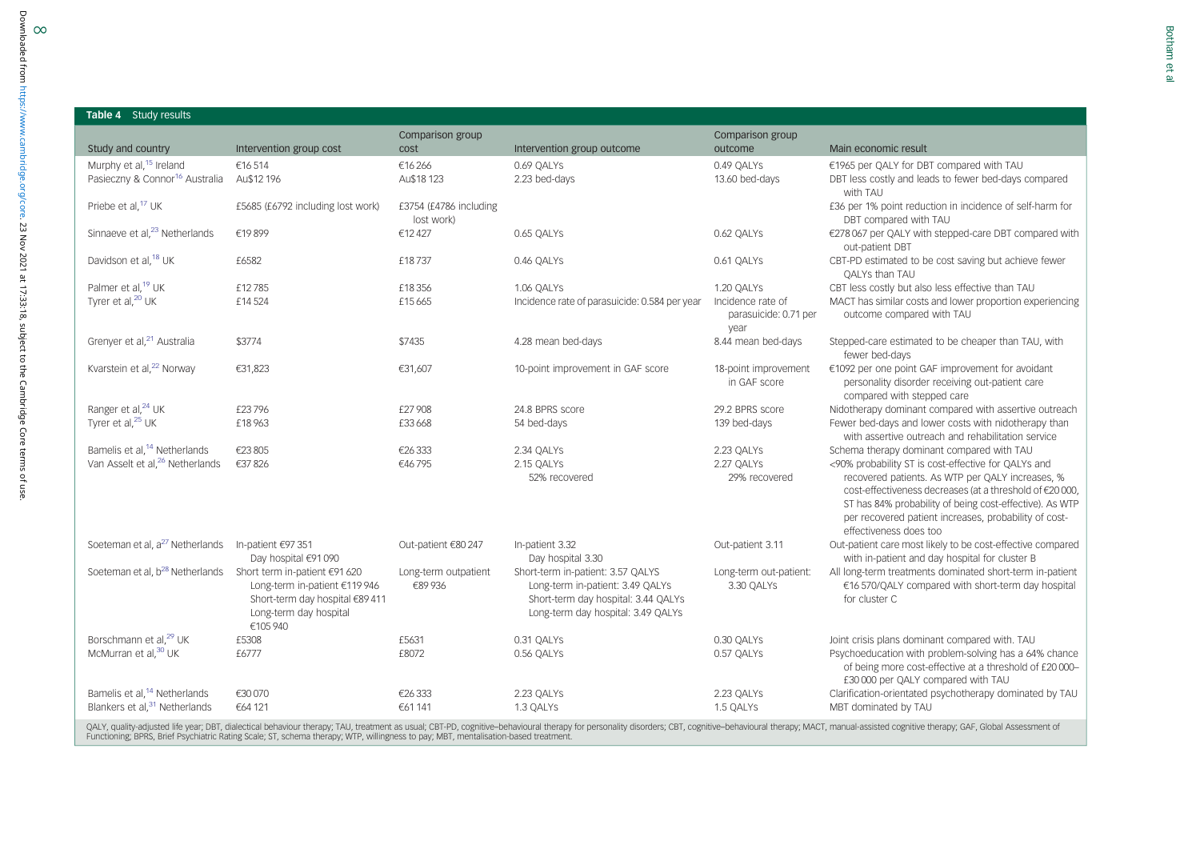**Table 4** Study results

| Study and country | Intervention group cost | Comparison group cost | Intervention group outcome | Comparison group outcome | Main economic result |
|---|---|---|---|---|---|
| Murphy et al,[15] Ireland | €16 514 | €16 266 | 0.69 QALYs | 0.49 QALYs | €1965 per QALY for DBT compared with TAU |
| Pasieczny & Connor[16] Australia | Au$12 196 | Au$18 123 | 2.23 bed-days | 13.60 bed-days | DBT less costly and leads to fewer bed-days compared with TAU |
| Priebe et al,[17] UK | £5685 (£6792 including lost work) | £3754 (£4786 including lost work) | | | £36 per 1% point reduction in incidence of self-harm for DBT compared with TAU |
| Sinnaeve et al,[23] Netherlands | €19 899 | €12 427 | 0.65 QALYs | 0.62 QALYs | €278 067 per QALY with stepped-care DBT compared with out-patient DBT |
| Davidson et al,[18] UK | £6582 | £18 737 | 0.46 QALYs | 0.61 QALYs | CBT-PD estimated to be cost saving but achieve fewer QALYs than TAU |
| Palmer et al,[19] UK | £12 785 | £18 356 | 1.06 QALYs | 1.20 QALYs | CBT less costly but also less effective than TAU |
| Tyrer et al,[20] UK | £14 524 | £15 665 | Incidence rate of parasuicide: 0.584 per year | Incidence rate of parasuicide: 0.71 per year | MACT has similar costs and lower proportion experiencing outcome compared with TAU |
| Grenyer et al,[21] Australia | $3774 | $7435 | 4.28 mean bed-days | 8.44 mean bed-days | Stepped-care estimated to be cheaper than TAU, with fewer bed-days |
| Kvarstein et al,[22] Norway | €31,823 | €31,607 | 10-point improvement in GAF score | 18-point improvement in GAF score | €1092 per one point GAF improvement for avoidant personality disorder receiving out-patient care compared with stepped care |
| Ranger et al,[24] UK | £23 796 | £27 908 | 24.8 BPRS score | 29.2 BPRS score | Nidotherapy dominant compared with assertive outreach |
| Tyrer et al,[25] UK | £18 963 | £33 668 | 54 bed-days | 139 bed-days | Fewer bed-days and lower costs with nidotherapy than with assertive outreach and rehabilitation service |
| Bamelis et al,[14] Netherlands | €23 805 | €26 333 | 2.34 QALYs | 2.23 QALYs | Schema therapy dominant compared with TAU |
| Van Asselt et al,[26] Netherlands | €37 826 | €46 795 | 2.15 QALYs<br>52% recovered | 2.27 QALYs<br>29% recovered | <90% probability ST is cost-effective for QALYs and recovered patients. As WTP per QALY increases, % cost-effectiveness decreases (at a threshold of €20 000, ST has 84% probability of being cost-effective). As WTP per recovered patient increases, probability of cost-effectiveness does too |
| Soeteman et al, a[27] Netherlands | In-patient €97 351<br>Day hospital €91 090 | Out-patient €80 247 | In-patient 3.32<br>Day hospital 3.30 | Out-patient 3.11 | Out-patient care most likely to be cost-effective compared with in-patient and day hospital for cluster B |
| Soeteman et al, b[28] Netherlands | Short term in-patient €91 620<br>Long-term in-patient €119 946<br>Short-term day hospital €89 411<br>Long-term day hospital €105 940 | Long-term outpatient €89 936 | Short-term in-patient: 3.57 QALYs<br>Long-term in-patient: 3.49 QALYs<br>Short-term day hospital: 3.44 QALYs<br>Long-term day hospital: 3.49 QALYs | Long-term out-patient: 3.30 QALYs | All long-term treatments dominated short-term in-patient €16 570/QALY compared with short-term day hospital for cluster C |
| Borschmann et al,[29] UK | £5308 | £5631 | 0.31 QALYs | 0.30 QALYs | Joint crisis plans dominant compared with. TAU |
| McMurran et al,[30] UK | £6777 | £8072 | 0.56 QALYs | 0.57 QALYs | Psychoeducation with problem-solving has a 64% chance of being more cost-effective at a threshold of £20 000–£30 000 per QALY compared with TAU |
| Bamelis et al,[14] Netherlands | €30 070 | €26 333 | 2.23 QALYs | 2.23 QALYs | Clarification-orientated psychotherapy dominated by TAU |
| Blankers et al,[31] Netherlands | €64 121 | €61 141 | 1.3 QALYs | 1.5 QALYs | MBT dominated by TAU |

QALY, quality-adjusted life year; DBT, dialectical behaviour therapy; TAU, treatment as usual; CBT-PD, cognitive–behavioural therapy for personality disorders; CBT, cognitive–behavioural therapy; MACT, manual-assisted cognitive therapy; GAF, Global Assessment of Functioning; BPRS, Brief Psychiatric Rating Scale; ST, schema therapy; WTP, willingness to pay; MBT, mentalisation-based treatment.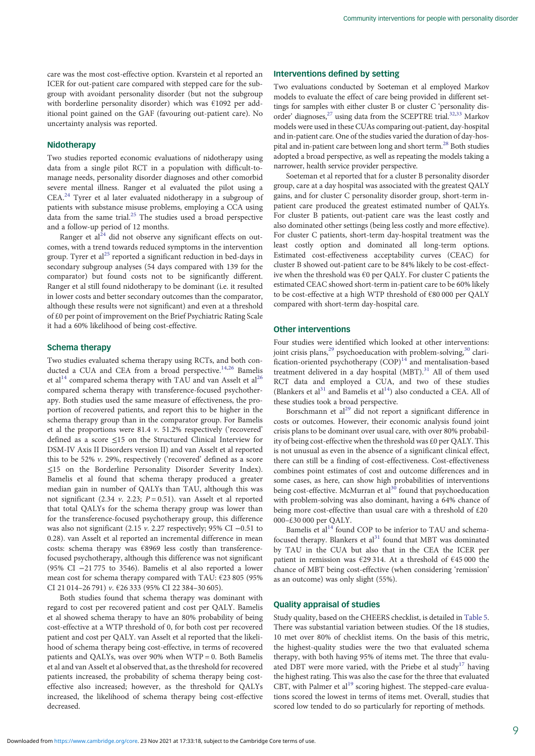care was the most cost-effective option. Kvarstein et al reported an ICER for out-patient care compared with stepped care for the subgroup with avoidant personality disorder (but not the subgroup with borderline personality disorder) which was €1092 per additional point gained on the GAF (favouring out-patient care). No uncertainty analysis was reported.

## Nidotherapy

Two studies reported economic evaluations of nidotherapy using data from a single pilot RCT in a population with difficult-to-manage needs, personality disorder diagnoses and other comorbid severe mental illness. Ranger et al evaluated the pilot using a CEA.[24] Tyrer et al later evaluated nidotherapy in a subgroup of patients with substance misuse problems, employing a CCA using data from the same trial.[25] The studies used a broad perspective and a follow-up period of 12 months.

Ranger et al[24] did not observe any significant effects on outcomes, with a trend towards reduced symptoms in the intervention group. Tyrer et al[25] reported a significant reduction in bed-days in secondary subgroup analyses (54 days compared with 139 for the comparator) but found costs not to be significantly different. Ranger et al still found nidotherapy to be dominant (i.e. it resulted in lower costs and better secondary outcomes than the comparator, although these results were not significant) and even at a threshold of £0 per point of improvement on the Brief Psychiatric Rating Scale it had a 60% likelihood of being cost-effective.

## Schema therapy

Two studies evaluated schema therapy using RCTs, and both conducted a CUA and CEA from a broad perspective.[14,26] Bamelis et al[14] compared schema therapy with TAU and van Asselt et al[26] compared schema therapy with transference-focused psychotherapy. Both studies used the same measure of effectiveness, the proportion of recovered patients, and report this to be higher in the schema therapy group than in the comparator group. For Bamelis et al the proportions were 81.4 *v.* 51.2% respectively ('recovered' defined as a score ≤15 on the Structured Clinical Interview for DSM-IV Axis II Disorders version II) and van Asselt et al reported this to be 52% *v.* 29%, respectively ('recovered' defined as a score ≤15 on the Borderline Personality Disorder Severity Index). Bamelis et al found that schema therapy produced a greater median gain in number of QALYs than TAU, although this was not significant (2.34 *v.* 2.23; $P = 0.51$). van Asselt et al reported that total QALYs for the schema therapy group was lower than for the transference-focused psychotherapy group, this difference was also not significant (2.15 *v.* 2.27 respectively; 95% CI −0.51 to 0.28). van Asselt et al reported an incremental difference in mean costs: schema therapy was €8969 less costly than transference-focused psychotherapy, although this difference was not significant (95% CI −21 775 to 3546). Bamelis et al also reported a lower mean cost for schema therapy compared with TAU: €23 805 (95% CI 21 014–26 791) *v.* €26 333 (95% CI 22 384–30 605).

Both studies found that schema therapy was dominant with regard to cost per recovered patient and cost per QALY. Bamelis et al showed schema therapy to have an 80% probability of being cost-effective at a WTP threshold of 0, for both cost per recovered patient and cost per QALY. van Asselt et al reported that the likelihood of schema therapy being cost-effective, in terms of recovered patients and QALYs, was over 90% when WTP = 0. Both Bamelis et al and van Asselt et al observed that, as the threshold for recovered patients increased, the probability of schema therapy being cost-effective also increased; however, as the threshold for QALYs increased, the likelihood of schema therapy being cost-effective decreased.

## Interventions defined by setting

Two evaluations conducted by Soeteman et al employed Markov models to evaluate the effect of care being provided in different settings for samples with either cluster B or cluster C 'personality disorder' diagnoses,[27] using data from the SCEPTRE trial.[32,33] Markov models were used in these CUAs comparing out-patient, day-hospital and in-patient care. One of the studies varied the duration of day-hospital and in-patient care between long and short term.[28] Both studies adopted a broad perspective, as well as repeating the models taking a narrower, health service provider perspective.

Soeteman et al reported that for a cluster B personality disorder group, care at a day hospital was associated with the greatest QALY gains, and for cluster C personality disorder group, short-term in-patient care produced the greatest estimated number of QALYs. For cluster B patients, out-patient care was the least costly and also dominated other settings (being less costly and more effective). For cluster C patients, short-term day-hospital treatment was the least costly option and dominated all long-term options. Estimated cost-effectiveness acceptability curves (CEAC) for cluster B showed out-patient care to be 84% likely to be cost-effective when the threshold was €0 per QALY. For cluster C patients the estimated CEAC showed short-term in-patient care to be 60% likely to be cost-effective at a high WTP threshold of €80 000 per QALY compared with short-term day-hospital care.

## Other interventions

Four studies were identified which looked at other interventions: joint crisis plans,[29] psychoeducation with problem-solving,[30] clarification-oriented psychotherapy (COP)[14] and mentalisation-based treatment delivered in a day hospital (MBT).[31] All of them used RCT data and employed a CUA, and two of these studies (Blankers et al[31] and Bamelis et al[14]) also conducted a CEA. All of these studies took a broad perspective.

Borschmann et al[29] did not report a significant difference in costs or outcomes. However, their economic analysis found joint crisis plans to be dominant over usual care, with over 80% probability of being cost-effective when the threshold was £0 per QALY. This is not unusual as even in the absence of a significant clinical effect, there can still be a finding of cost-effectiveness. Cost-effectiveness combines point estimates of cost and outcome differences and in some cases, as here, can show high probabilities of interventions being cost-effective. McMurran et al[30] found that psychoeducation with problem-solving was also dominant, having a 64% chance of being more cost-effective than usual care with a threshold of £20 000–£30 000 per QALY.

Bamelis et al[14] found COP to be inferior to TAU and schema-focused therapy. Blankers et al[31] found that MBT was dominated by TAU in the CUA but also that in the CEA the ICER per patient in remission was €29 314. At a threshold of €45 000 the chance of MBT being cost-effective (when considering 'remission' as an outcome) was only slight (55%).

## Quality appraisal of studies

Study quality, based on the CHEERS checklist, is detailed in Table 5. There was substantial variation between studies. Of the 18 studies, 10 met over 80% of checklist items. On the basis of this metric, the highest-quality studies were the two that evaluated schema therapy, with both having 95% of items met. The three that evaluated DBT were more varied, with the Priebe et al study[17] having the highest rating. This was also the case for the three that evaluated CBT, with Palmer et al[19] scoring highest. The stepped-care evaluations scored the lowest in terms of items met. Overall, studies that scored low tended to do so particularly for reporting of methods.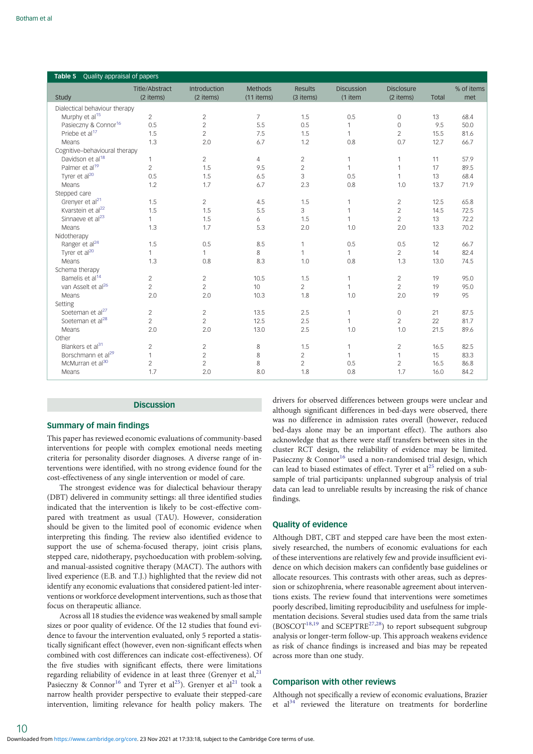**Table 5** Quality appraisal of papers

| Study | Title/Abstract (2 items) | Introduction (2 items) | Methods (11 items) | Results (3 items) | Discussion (1 item | Disclosure (2 items) | Total | % of items met |
|---|---|---|---|---|---|---|---|---|
| Dialectical behaviour therapy | | | | | | | | |
| Murphy et al[15] | 2 | 2 | 7 | 1.5 | 0.5 | 0 | 13 | 68.4 |
| Pasieczny & Connor[16] | 0.5 | 2 | 5.5 | 0.5 | 1 | 0 | 9.5 | 50.0 |
| Priebe et al[17] | 1.5 | 2 | 7.5 | 1.5 | 1 | 2 | 15.5 | 81.6 |
| Means | 1.3 | 2.0 | 6.7 | 1.2 | 0.8 | 0.7 | 12.7 | 66.7 |
| Cognitive–behavioural therapy | | | | | | | | |
| Davidson et al[18] | 1 | 2 | 4 | 2 | 1 | 1 | 11 | 57.9 |
| Palmer et al[19] | 2 | 1.5 | 9.5 | 2 | 1 | 1 | 17 | 89.5 |
| Tyrer et al[20] | 0.5 | 1.5 | 6.5 | 3 | 0.5 | 1 | 13 | 68.4 |
| Means | 1.2 | 1.7 | 6.7 | 2.3 | 0.8 | 1.0 | 13.7 | 71.9 |
| Stepped care | | | | | | | | |
| Grenyer et al[21] | 1.5 | 2 | 4.5 | 1.5 | 1 | 2 | 12.5 | 65.8 |
| Kvarstein et al[22] | 1.5 | 1.5 | 5.5 | 3 | 1 | 2 | 14.5 | 72.5 |
| Sinnaeve et al[23] | 1 | 1.5 | 6 | 1.5 | 1 | 2 | 13 | 72.2 |
| Means | 1.3 | 1.7 | 5.3 | 2.0 | 1.0 | 2.0 | 13.3 | 70.2 |
| Nidotherapy | | | | | | | | |
| Ranger et al[24] | 1.5 | 0.5 | 8.5 | 1 | 0.5 | 0.5 | 12 | 66.7 |
| Tyrer et al[20] | 1 | 1 | 8 | 1 | 1 | 2 | 14 | 82.4 |
| Means | 1.3 | 0.8 | 8.3 | 1.0 | 0.8 | 1.3 | 13.0 | 74.5 |
| Schema therapy | | | | | | | | |
| Bamelis et al[14] | 2 | 2 | 10.5 | 1.5 | 1 | 2 | 19 | 95.0 |
| van Asselt et al[26] | 2 | 2 | 10 | 2 | 1 | 2 | 19 | 95.0 |
| Means | 2.0 | 2.0 | 10.3 | 1.8 | 1.0 | 2.0 | 19 | 95 |
| Setting | | | | | | | | |
| Soeteman et al[27] | 2 | 2 | 13.5 | 2.5 | 1 | 0 | 21 | 87.5 |
| Soeteman et al[28] | 2 | 2 | 12.5 | 2.5 | 1 | 2 | 22 | 81.7 |
| Means | 2.0 | 2.0 | 13.0 | 2.5 | 1.0 | 1.0 | 21.5 | 89.6 |
| Other | | | | | | | | |
| Blankers et al[31] | 2 | 2 | 8 | 1.5 | 1 | 2 | 16.5 | 82.5 |
| Borschmann et al[29] | 1 | 2 | 8 | 2 | 1 | 1 | 15 | 83.3 |
| McMurran et al[30] | 2 | 2 | 8 | 2 | 0.5 | 2 | 16.5 | 86.8 |
| Means | 1.7 | 2.0 | 8.0 | 1.8 | 0.8 | 1.7 | 16.0 | 84.2 |

## Discussion

### Summary of main findings

This paper has reviewed economic evaluations of community-based interventions for people with complex emotional needs meeting criteria for personality disorder diagnoses. A diverse range of interventions were identified, with no strong evidence found for the cost-effectiveness of any single intervention or model of care.

The strongest evidence was for dialectical behaviour therapy (DBT) delivered in community settings: all three identified studies indicated that the intervention is likely to be cost-effective compared with treatment as usual (TAU). However, consideration should be given to the limited pool of economic evidence when interpreting this finding. The review also identified evidence to support the use of schema-focused therapy, joint crisis plans, stepped care, nidotherapy, psychoeducation with problem-solving, and manual-assisted cognitive therapy (MACT). The authors with lived experience (E.B. and T.J.) highlighted that the review did not identify any economic evaluations that considered patient-led interventions or workforce development interventions, such as those that focus on therapeutic alliance.

Across all 18 studies the evidence was weakened by small sample sizes or poor quality of evidence. Of the 12 studies that found evidence to favour the intervention evaluated, only 5 reported a statistically significant effect (however, even non-significant effects when combined with cost differences can indicate cost-effectiveness). Of the five studies with significant effects, there were limitations regarding reliability of evidence in at least three (Grenyer et al,[21] Pasieczny & Connor[16] and Tyrer et al[25]). Grenyer et al[21] took a narrow health provider perspective to evaluate their stepped-care intervention, limiting relevance for health policy makers. The drivers for observed differences between groups were unclear and although significant differences in bed-days were observed, there was no difference in admission rates overall (however, reduced bed-days alone may be an important effect). The authors also acknowledge that as there were staff transfers between sites in the cluster RCT design, the reliability of evidence may be limited. Pasieczny & Connor[16] used a non-randomised trial design, which can lead to biased estimates of effect. Tyrer et al[25] relied on a subsample of trial participants: unplanned subgroup analysis of trial data can lead to unreliable results by increasing the risk of chance findings.

### Quality of evidence

Although DBT, CBT and stepped care have been the most extensively researched, the numbers of economic evaluations for each of these interventions are relatively few and provide insufficient evidence on which decision makers can confidently base guidelines or allocate resources. This contrasts with other areas, such as depression or schizophrenia, where reasonable agreement about interventions exists. The review found that interventions were sometimes poorly described, limiting reproducibility and usefulness for implementation decisions. Several studies used data from the same trials (BOSCOT[18,19] and SCEPTRE[27,28]) to report subsequent subgroup analysis or longer-term follow-up. This approach weakens evidence as risk of chance findings is increased and bias may be repeated across more than one study.

### Comparison with other reviews

Although not specifically a review of economic evaluations, Brazier et al[34] reviewed the literature on treatments for borderline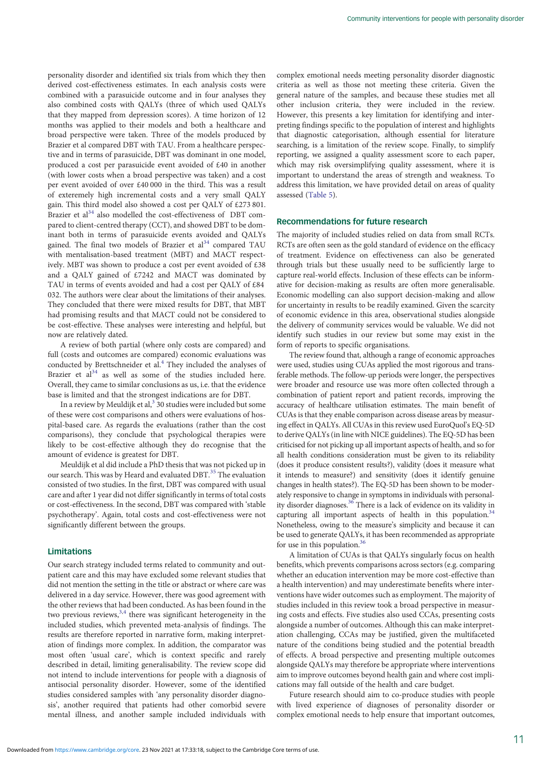personality disorder and identified six trials from which they then derived cost-effectiveness estimates. In each analysis costs were combined with a parasuicide outcome and in four analyses they also combined costs with QALYs (three of which used QALYs that they mapped from depression scores). A time horizon of 12 months was applied to their models and both a healthcare and broad perspective were taken. Three of the models produced by Brazier et al compared DBT with TAU. From a healthcare perspective and in terms of parasuicide, DBT was dominant in one model, produced a cost per parasuicide event avoided of £40 in another (with lower costs when a broad perspective was taken) and a cost per event avoided of over £40 000 in the third. This was a result of exteremely high incremental costs and a very small QALY gain. This third model also showed a cost per QALY of £273 801. Brazier et al[34] also modelled the cost-effectiveness of DBT compared to client-centred therapy (CCT), and showed DBT to be dominant both in terms of parasuicide events avoided and QALYs gained. The final two models of Brazier et al[34] compared TAU with mentalisation-based treatment (MBT) and MACT respectively. MBT was shown to produce a cost per event avoided of £38 and a QALY gained of £7242 and MACT was dominated by TAU in terms of events avoided and had a cost per QALY of £84 032. The authors were clear about the limitations of their analyses. They concluded that there were mixed results for DBT, that MBT had promising results and that MACT could not be considered to be cost-effective. These analyses were interesting and helpful, but now are relatively dated.

A review of both partial (where only costs are compared) and full (costs and outcomes are compared) economic evaluations was conducted by Brettschneider et al.[4] They included the analyses of Brazier et al[34] as well as some of the studies included here. Overall, they came to similar conclusions as us, i.e. that the evidence base is limited and that the strongest indications are for DBT.

In a review by Meuldijk et al,[3] 30 studies were included but some of these were cost comparisons and others were evaluations of hospital-based care. As regards the evaluations (rather than the cost comparisons), they conclude that psychological therapies were likely to be cost-effective although they do recognise that the amount of evidence is greatest for DBT.

Meuldijk et al did include a PhD thesis that was not picked up in our search. This was by Heard and evaluated DBT.[35] The evaluation consisted of two studies. In the first, DBT was compared with usual care and after 1 year did not differ significantly in terms of total costs or cost-effectiveness. In the second, DBT was compared with 'stable psychotherapy'. Again, total costs and cost-effectiveness were not significantly different between the groups.

## Limitations

Our search strategy included terms related to community and outpatient care and this may have excluded some relevant studies that did not mention the setting in the title or abstract or where care was delivered in a day service. However, there was good agreement with the other reviews that had been conducted. As has been found in the two previous reviews,[3,4] there was significant heterogeneity in the included studies, which prevented meta-analysis of findings. The results are therefore reported in narrative form, making interpretation of findings more complex. In addition, the comparator was most often 'usual care', which is context specific and rarely described in detail, limiting generalisability. The review scope did not intend to include interventions for people with a diagnosis of antisocial personality disorder. However, some of the identified studies considered samples with 'any personality disorder diagnosis', another required that patients had other comorbid severe mental illness, and another sample included individuals with complex emotional needs meeting personality disorder diagnostic criteria as well as those not meeting these criteria. Given the general nature of the samples, and because these studies met all other inclusion criteria, they were included in the review. However, this presents a key limitation for identifying and interpreting findings specific to the population of interest and highlights that diagnostic categorisation, although essential for literature searching, is a limitation of the review scope. Finally, to simplify reporting, we assigned a quality assessment score to each paper, which may risk oversimplifying quality assessment, where it is important to understand the areas of strength and weakness. To address this limitation, we have provided detail on areas of quality assessed (Table 5).

## Recommendations for future research

The majority of included studies relied on data from small RCTs. RCTs are often seen as the gold standard of evidence on the efficacy of treatment. Evidence on effectiveness can also be generated through trials but these usually need to be sufficiently large to capture real-world effects. Inclusion of these effects can be informative for decision-making as results are often more generalisable. Economic modelling can also support decision-making and allow for uncertainty in results to be readily examined. Given the scarcity of economic evidence in this area, observational studies alongside the delivery of community services would be valuable. We did not identify such studies in our review but some may exist in the form of reports to specific organisations.

The review found that, although a range of economic approaches were used, studies using CUAs applied the most rigorous and transferable methods. The follow-up periods were longer, the perspectives were broader and resource use was more often collected through a combination of patient report and patient records, improving the accuracy of healthcare utilisation estimates. The main benefit of CUAs is that they enable comparison across disease areas by measuring effect in QALYs. All CUAs in this review used EuroQuol's EQ-5D to derive QALYs (in line with NICE guidelines). The EQ-5D has been criticised for not picking up all important aspects of health, and so for all health conditions consideration must be given to its reliability (does it produce consistent results?), validity (does it measure what it intends to measure?) and sensitivity (does it identify genuine changes in health states?). The EQ-5D has been shown to be moderately responsive to change in symptoms in individuals with personality disorder diagnoses.[36] There is a lack of evidence on its validity in capturing all important aspects of health in this population.[34] Nonetheless, owing to the measure's simplicity and because it can be used to generate QALYs, it has been recommended as appropriate for use in this population.[36]

A limitation of CUAs is that QALYs singularly focus on health benefits, which prevents comparisons across sectors (e.g. comparing whether an education intervention may be more cost-effective than a health intervention) and may underestimate benefits where interventions have wider outcomes such as employment. The majority of studies included in this review took a broad perspective in measuring costs and effects. Five studies also used CCAs, presenting costs alongside a number of outcomes. Although this can make interpretation challenging, CCAs may be justified, given the multifaceted nature of the conditions being studied and the potential breadth of effects. A broad perspective and presenting multiple outcomes alongside QALYs may therefore be appropriate where interventions aim to improve outcomes beyond health gain and where cost implications may fall outside of the health and care budget.

Future research should aim to co-produce studies with people with lived experience of diagnoses of personality disorder or complex emotional needs to help ensure that important outcomes,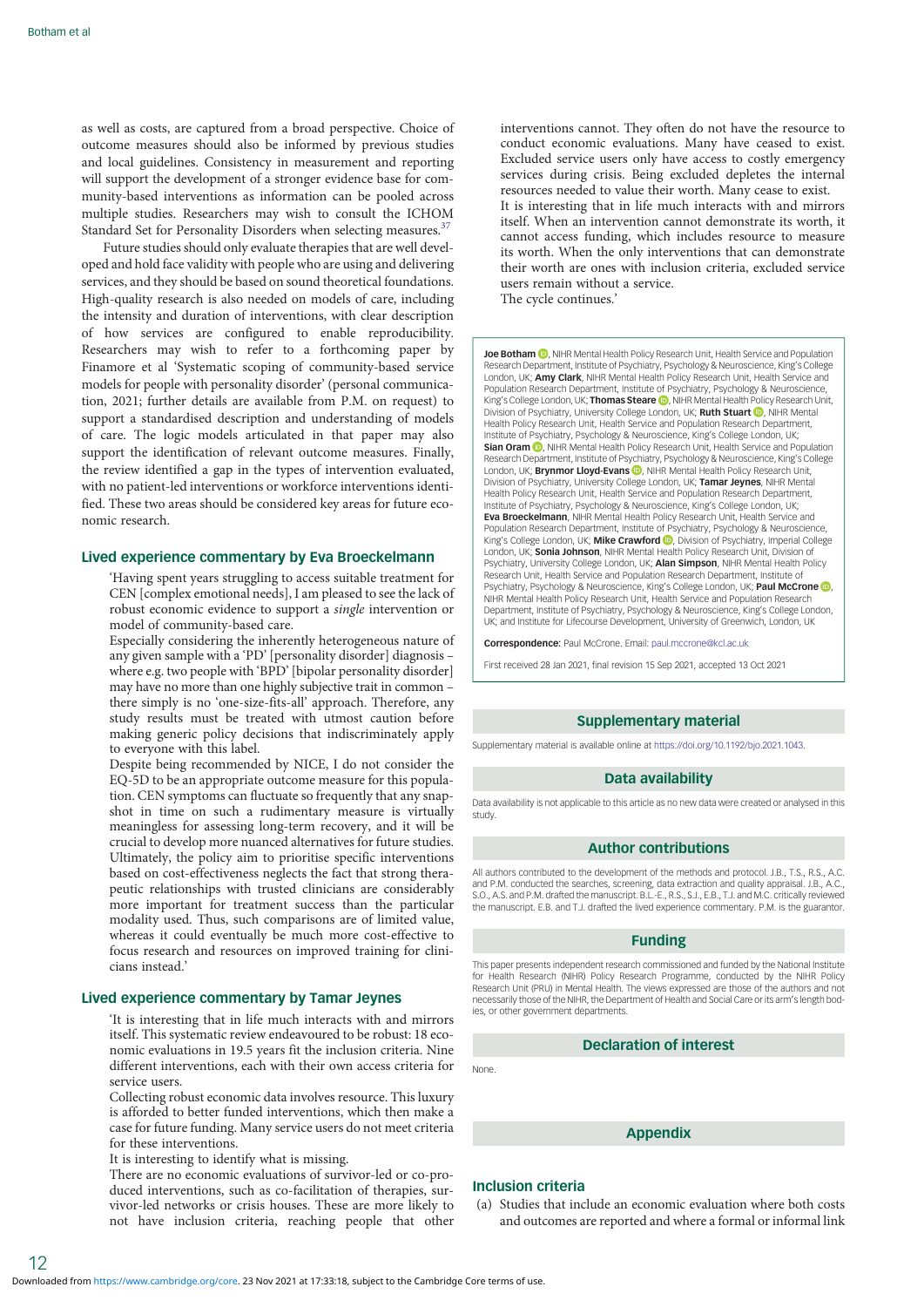as well as costs, are captured from a broad perspective. Choice of outcome measures should also be informed by previous studies and local guidelines. Consistency in measurement and reporting will support the development of a stronger evidence base for community-based interventions as information can be pooled across multiple studies. Researchers may wish to consult the ICHOM Standard Set for Personality Disorders when selecting measures.[37]

Future studies should only evaluate therapies that are well developed and hold face validity with people who are using and delivering services, and they should be based on sound theoretical foundations. High-quality research is also needed on models of care, including the intensity and duration of interventions, with clear description of how services are configured to enable reproducibility. Researchers may wish to refer to a forthcoming paper by Finamore et al 'Systematic scoping of community-based service models for people with personality disorder' (personal communication, 2021; further details are available from P.M. on request) to support a standardised description and understanding of models of care. The logic models articulated in that paper may also support the identification of relevant outcome measures. Finally, the review identified a gap in the types of intervention evaluated, with no patient-led interventions or workforce interventions identified. These two areas should be considered key areas for future economic research.

## Lived experience commentary by Eva Broeckelmann

> 'Having spent years struggling to access suitable treatment for CEN [complex emotional needs], I am pleased to see the lack of robust economic evidence to support a *single* intervention or model of community-based care.
>
> Especially considering the inherently heterogeneous nature of any given sample with a 'PD' [personality disorder] diagnosis – where e.g. two people with 'BPD' [bipolar personality disorder] may have no more than one highly subjective trait in common – there simply is no 'one-size-fits-all' approach. Therefore, any study results must be treated with utmost caution before making generic policy decisions that indiscriminately apply to everyone with this label.
>
> Despite being recommended by NICE, I do not consider the EQ-5D to be an appropriate outcome measure for this population. CEN symptoms can fluctuate so frequently that any snapshot in time on such a rudimentary measure is virtually meaningless for assessing long-term recovery, and it will be crucial to develop more nuanced alternatives for future studies. Ultimately, the policy aim to prioritise specific interventions based on cost-effectiveness neglects the fact that strong therapeutic relationships with trusted clinicians are considerably more important for treatment success than the particular modality used. Thus, such comparisons are of limited value, whereas it could eventually be much more cost-effective to focus research and resources on improved training for clinicians instead.'

## Lived experience commentary by Tamar Jeynes

> 'It is interesting that in life much interacts with and mirrors itself. This systematic review endeavoured to be robust: 18 economic evaluations in 19.5 years fit the inclusion criteria. Nine different interventions, each with their own access criteria for service users.
>
> Collecting robust economic data involves resource. This luxury is afforded to better funded interventions, which then make a case for future funding. Many service users do not meet criteria for these interventions.
>
> It is interesting to identify what is missing.
>
> There are no economic evaluations of survivor-led or co-produced interventions, such as co-facilitation of therapies, survivor-led networks or crisis houses. These are more likely to not have inclusion criteria, reaching people that other interventions cannot. They often do not have the resource to conduct economic evaluations. Many have ceased to exist. Excluded service users only have access to costly emergency services during crisis. Being excluded depletes the internal resources needed to value their worth. Many cease to exist.
>
> It is interesting that in life much interacts with and mirrors itself. When an intervention cannot demonstrate its worth, it cannot access funding, which includes resource to measure its worth. When the only interventions that can demonstrate their worth are ones with inclusion criteria, excluded service users remain without a service.
>
> The cycle continues.'

**Joe Botham**, NIHR Mental Health Policy Research Unit, Health Service and Population Research Department, Institute of Psychiatry, Psychology & Neuroscience, King's College London, UK; **Amy Clark**, NIHR Mental Health Policy Research Unit, Health Service and Population Research Department, Institute of Psychiatry, Psychology & Neuroscience, King's College London, UK; **Thomas Steare**, NIHR Mental Health Policy Research Unit, Division of Psychiatry, University College London, UK; **Ruth Stuart**, NIHR Mental Health Policy Research Unit, Health Service and Population Research Department, Institute of Psychiatry, Psychology & Neuroscience, King's College London, UK; **Sian Oram**, NIHR Mental Health Policy Research Unit, Health Service and Population Research Department, Institute of Psychiatry, Psychology & Neuroscience, King's College London, UK; **Brynmor Lloyd-Evans**, NIHR Mental Health Policy Research Unit, Division of Psychiatry, University College London, UK; **Tamar Jeynes**, NIHR Mental Health Policy Research Unit, Health Service and Population Research Department, Institute of Psychiatry, Psychology & Neuroscience, King's College London, UK; **Eva Broeckelmann**, NIHR Mental Health Policy Research Unit, Health Service and Population Research Department, Institute of Psychiatry, Psychology & Neuroscience, King's College London, UK; **Mike Crawford**, Division of Psychiatry, Imperial College London, UK; **Sonia Johnson**, NIHR Mental Health Policy Research Unit, Division of Psychiatry, University College London, UK; **Alan Simpson**, NIHR Mental Health Policy Research Unit, Health Service and Population Research Department, Institute of Psychiatry, Psychology & Neuroscience, King's College London, UK; **Paul McCrone**, NIHR Mental Health Policy Research Unit, Health Service and Population Research Department, Institute of Psychiatry, Psychology & Neuroscience, King's College London, UK; and Institute for Lifecourse Development, University of Greenwich, London, UK

**Correspondence:** Paul McCrone. Email: paul.mccrone@kcl.ac.uk

First received 28 Jan 2021, final revision 15 Sep 2021, accepted 13 Oct 2021

## Supplementary material

Supplementary material is available online at https://doi.org/10.1192/bjo.2021.1043.

## Data availability

Data availability is not applicable to this article as no new data were created or analysed in this study.

## Author contributions

All authors contributed to the development of the methods and protocol. J.B., T.S., R.S., A.C. and P.M. conducted the searches, screening, data extraction and quality appraisal. J.B., A.C., S.O., A.S. and P.M. drafted the manuscript. B.L-E., R.S., S.J., E.B., T.J. and M.C. critically reviewed the manuscript. E.B. and T.J. drafted the lived experience commentary. P.M. is the guarantor.

## Funding

This paper presents independent research commissioned and funded by the National Institute for Health Research (NIHR) Policy Research Programme, conducted by the NIHR Policy Research Unit (PRU) in Mental Health. The views expressed are those of the authors and not necessarily those of the NIHR, the Department of Health and Social Care or its arm's length bodies, or other government departments.

## Declaration of interest

None.

## Appendix

### Inclusion criteria

(a) Studies that include an economic evaluation where both costs and outcomes are reported and where a formal or informal link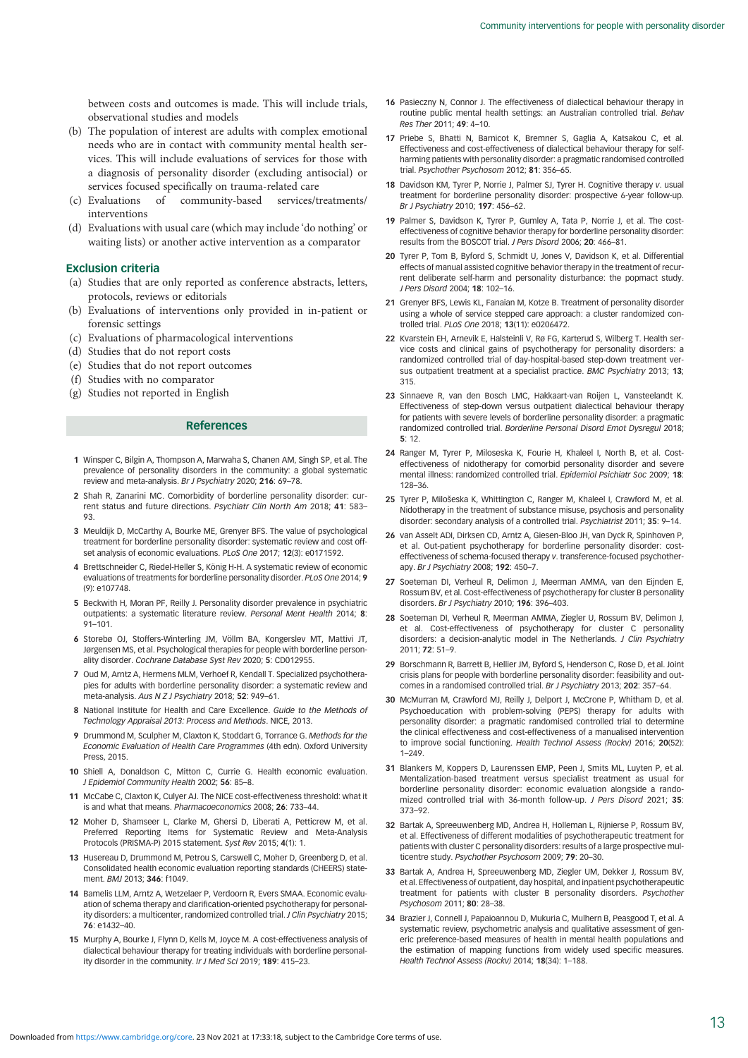between costs and outcomes is made. This will include trials, observational studies and models

(b) The population of interest are adults with complex emotional needs who are in contact with community mental health services. This will include evaluations of services for those with a diagnosis of personality disorder (excluding antisocial) or services focused specifically on trauma-related care
(c) Evaluations of community-based services/treatments/interventions
(d) Evaluations with usual care (which may include 'do nothing' or waiting lists) or another active intervention as a comparator

### Exclusion criteria

(a) Studies that are only reported as conference abstracts, letters, protocols, reviews or editorials
(b) Evaluations of interventions only provided in in-patient or forensic settings
(c) Evaluations of pharmacological interventions
(d) Studies that do not report costs
(e) Studies that do not report outcomes
(f) Studies with no comparator
(g) Studies not reported in English

## References

1 Winsper C, Bilgin A, Thompson A, Marwaha S, Chanen AM, Singh SP, et al. The prevalence of personality disorders in the community: a global systematic review and meta-analysis. *Br J Psychiatry* 2020; **216**: 69–78.

2 Shah R, Zanarini MC. Comorbidity of borderline personality disorder: current status and future directions. *Psychiatr Clin North Am* 2018; **41**: 583–93.

3 Meuldijk D, McCarthy A, Bourke ME, Grenyer BFS. The value of psychological treatment for borderline personality disorder: systematic review and cost offset analysis of economic evaluations. *PLoS One* 2017; **12**(3): e0171592.

4 Brettschneider C, Riedel-Heller S, König H-H. A systematic review of economic evaluations of treatments for borderline personality disorder. *PLoS One* 2014; **9** (9): e107748.

5 Beckwith H, Moran PF, Reilly J. Personality disorder prevalence in psychiatric outpatients: a systematic literature review. *Personal Ment Health* 2014; **8**: 91–101.

6 Storebø OJ, Stoffers-Winterling JM, Völlm BA, Kongerslev MT, Mattivi JT, Jørgensen MS, et al. Psychological therapies for people with borderline personality disorder. *Cochrane Database Syst Rev* 2020; **5**: CD012955.

7 Oud M, Arntz A, Hermens MLM, Verhoef R, Kendall T. Specialized psychotherapies for adults with borderline personality disorder: a systematic review and meta-analysis. *Aus N Z J Psychiatry* 2018; **52**: 949–61.

8 National Institute for Health and Care Excellence. *Guide to the Methods of Technology Appraisal 2013: Process and Methods*. NICE, 2013.

9 Drummond M, Sculpher M, Claxton K, Stoddart G, Torrance G. *Methods for the Economic Evaluation of Health Care Programmes* (4th edn). Oxford University Press, 2015.

10 Shiell A, Donaldson C, Mitton C, Currie G. Health economic evaluation. *J Epidemiol Community Health* 2002; **56**: 85–8.

11 McCabe C, Claxton K, Culyer AJ. The NICE cost-effectiveness threshold: what it is and what that means. *Pharmacoeconomics* 2008; **26**: 733–44.

12 Moher D, Shamseer L, Clarke M, Ghersi D, Liberati A, Petticrew M, et al. Preferred Reporting Items for Systematic Review and Meta-Analysis Protocols (PRISMA-P) 2015 statement. *Syst Rev* 2015; **4**(1): 1.

13 Husereau D, Drummond M, Petrou S, Carswell C, Moher D, Greenberg D, et al. Consolidated health economic evaluation reporting standards (CHEERS) statement. *BMJ* 2013; **346**: f1049.

14 Bamelis LLM, Arntz A, Wetzelaer P, Verdoorn R, Evers SMAA. Economic evaluation of schema therapy and clarification-oriented psychotherapy for personality disorders: a multicenter, randomized controlled trial. *J Clin Psychiatry* 2015; **76**: e1432–40.

15 Murphy A, Bourke J, Flynn D, Kells M, Joyce M. A cost-effectiveness analysis of dialectical behaviour therapy for treating individuals with borderline personality disorder in the community. *Ir J Med Sci* 2019; **189**: 415–23.

16 Pasieczny N, Connor J. The effectiveness of dialectical behaviour therapy in routine public mental health settings: an Australian controlled trial. *Behav Res Ther* 2011; **49**: 4–10.

17 Priebe S, Bhatti N, Barnicot K, Bremner S, Gaglia A, Katsakou C, et al. Effectiveness and cost-effectiveness of dialectical behaviour therapy for self-harming patients with personality disorder: a pragmatic randomised controlled trial. *Psychother Psychosom* 2012; **81**: 356–65.

18 Davidson KM, Tyrer P, Norrie J, Palmer SJ, Tyrer H. Cognitive therapy *v.* usual treatment for borderline personality disorder: prospective 6-year follow-up. *Br J Psychiatry* 2010; **197**: 456–62.

19 Palmer S, Davidson K, Tyrer P, Gumley A, Tata P, Norrie J, et al. The cost-effectiveness of cognitive behavior therapy for borderline personality disorder: results from the BOSCOT trial. *J Pers Disord* 2006; **20**: 466–81.

20 Tyrer P, Tom B, Byford S, Schmidt U, Jones V, Davidson K, et al. Differential effects of manual assisted cognitive behavior therapy in the treatment of recurrent deliberate self-harm and personality disturbance: the popmact study. *J Pers Disord* 2004; **18**: 102–16.

21 Grenyer BFS, Lewis KL, Fanaian M, Kotze B. Treatment of personality disorder using a whole of service stepped care approach: a cluster randomized controlled trial. *PLoS One* 2018; **13**(11): e0206472.

22 Kvarstein EH, Arnevik E, Halsteinli V, Rø FG, Karterud S, Wilberg T. Health service costs and clinical gains of psychotherapy for personality disorders: a randomized controlled trial of day-hospital-based step-down treatment versus outpatient treatment at a specialist practice. *BMC Psychiatry* 2013; **13**; 315.

23 Sinnaeve R, van den Bosch LMC, Hakkaart-van Roijen L, Vansteelandt K. Effectiveness of step-down versus outpatient dialectical behaviour therapy for patients with severe levels of borderline personality disorder: a pragmatic randomized controlled trial. *Borderline Personal Disord Emot Dysregul* 2018; **5**: 12.

24 Ranger M, Tyrer P, Miloseska K, Fourie H, Khaleel I, North B, et al. Cost-effectiveness of nidotherapy for comorbid personality disorder and severe mental illness: randomized controlled trial. *Epidemiol Psichiatr Soc* 2009; **18**: 128–36.

25 Tyrer P, Milošeska K, Whittington C, Ranger M, Khaleel I, Crawford M, et al. Nidotherapy in the treatment of substance misuse, psychosis and personality disorder: secondary analysis of a controlled trial. *Psychiatrist* 2011; **35**: 9–14.

26 van Asselt ADI, Dirksen CD, Arntz A, Giesen-Bloo JH, van Dyck R, Spinhoven P, et al. Out-patient psychotherapy for borderline personality disorder: cost-effectiveness of schema-focused therapy *v.* transference-focused psychotherapy. *Br J Psychiatry* 2008; **192**: 450–7.

27 Soeteman DI, Verheul R, Delimon J, Meerman AMMA, van den Eijnden E, Rossum BV, et al. Cost-effectiveness of psychotherapy for cluster B personality disorders. *Br J Psychiatry* 2010; **196**: 396–403.

28 Soeteman DI, Verheul R, Meerman AMMA, Ziegler U, Rossum BV, Delimon J, et al. Cost-effectiveness of psychotherapy for cluster C personality disorders: a decision-analytic model in The Netherlands. *J Clin Psychiatry* 2011; **72**: 51–9.

29 Borschmann R, Barrett B, Hellier JM, Byford S, Henderson C, Rose D, et al. Joint crisis plans for people with borderline personality disorder: feasibility and outcomes in a randomised controlled trial. *Br J Psychiatry* 2013; **202**: 357–64.

30 McMurran M, Crawford MJ, Reilly J, Delport J, McCrone P, Whitham D, et al. Psychoeducation with problem-solving (PEPS) therapy for adults with personality disorder: a pragmatic randomised controlled trial to determine the clinical effectiveness and cost-effectiveness of a manualised intervention to improve social functioning. *Health Technol Assess (Rockv)* 2016; **20**(52): 1–249.

31 Blankers M, Koppers D, Laurenssen EMP, Peen J, Smits ML, Luyten P, et al. Mentalization-based treatment versus specialist treatment as usual for borderline personality disorder: economic evaluation alongside a randomized controlled trial with 36-month follow-up. *J Pers Disord* 2021; **35**: 373–92.

32 Bartak A, Spreeuwenberg MD, Andrea H, Holleman L, Rijnierse P, Rossum BV, et al. Effectiveness of different modalities of psychotherapeutic treatment for patients with cluster C personality disorders: results of a large prospective multicentre study. *Psychother Psychosom* 2009; **79**: 20–30.

33 Bartak A, Andrea H, Spreeuwenberg MD, Ziegler UM, Dekker J, Rossum BV, et al. Effectiveness of outpatient, day hospital, and inpatient psychotherapeutic treatment for patients with cluster B personality disorders. *Psychother Psychosom* 2011; **80**: 28–38.

34 Brazier J, Connell J, Papaioannou D, Mukuria C, Mulhern B, Peasgood T, et al. A systematic review, psychometric analysis and qualitative assessment of generic preference-based measures of health in mental health populations and the estimation of mapping functions from widely used specific measures. *Health Technol Assess (Rockv)* 2014; **18**(34): 1–188.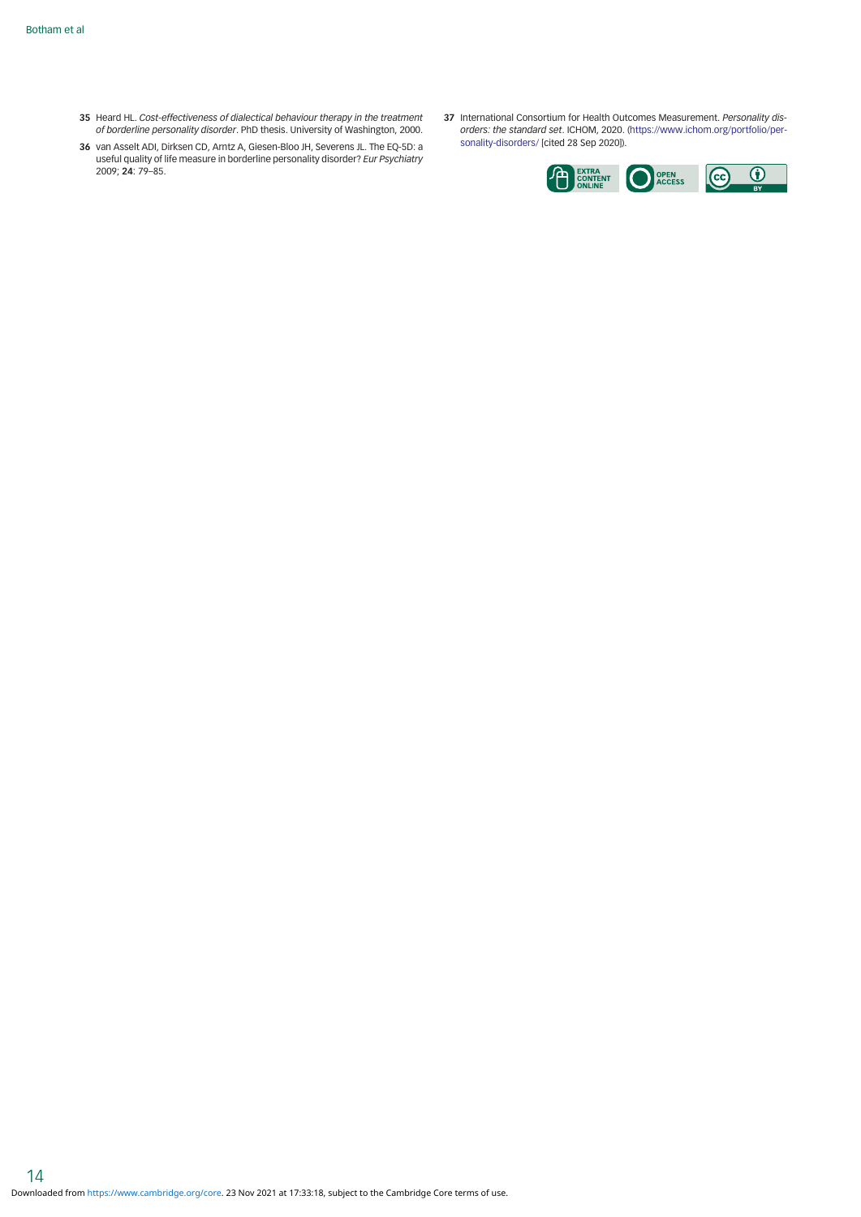35 Heard HL. *Cost-effectiveness of dialectical behaviour therapy in the treatment of borderline personality disorder*. PhD thesis. University of Washington, 2000.

36 van Asselt ADI, Dirksen CD, Arntz A, Giesen-Bloo JH, Severens JL. The EQ-5D: a useful quality of life measure in borderline personality disorder? *Eur Psychiatry* 2009; **24**: 79–85.

37 International Consortium for Health Outcomes Measurement. *Personality disorders: the standard set*. ICHOM, 2020. (https://www.ichom.org/portfolio/personality-disorders/ [cited 28 Sep 2020]).

EXTRA CONTENT ONLINE

OPEN ACCESS

Downloaded from https://www.cambridge.org/core. 23 Nov 2021 at 17:33:18, subject to the Cambridge Core terms of use.